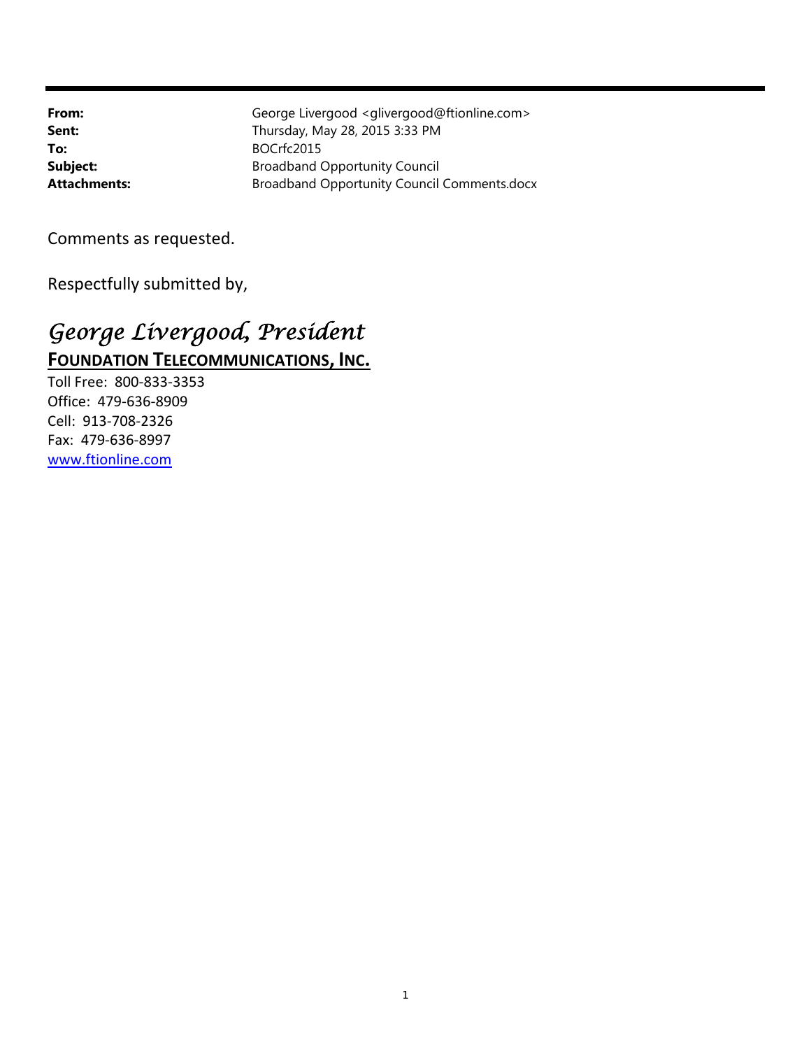| | |
|---|---|
| **From:** | George Livergood <glivergood@ftionline.com> |
| **Sent:** | Thursday, May 28, 2015 3:33 PM |
| **To:** | BOCrfc2015 |
| **Subject:** | Broadband Opportunity Council |
| **Attachments:** | Broadband Opportunity Council Comments.docx |

Comments as requested.

Respectfully submitted by,

*George Livergood, President*

**FOUNDATION TELECOMMUNICATIONS, INC.**

Toll Free: 800-833-3353
Office: 479-636-8909
Cell: 913-708-2326
Fax: 479-636-8997
[www.ftionline.com](http://www.ftionline.com)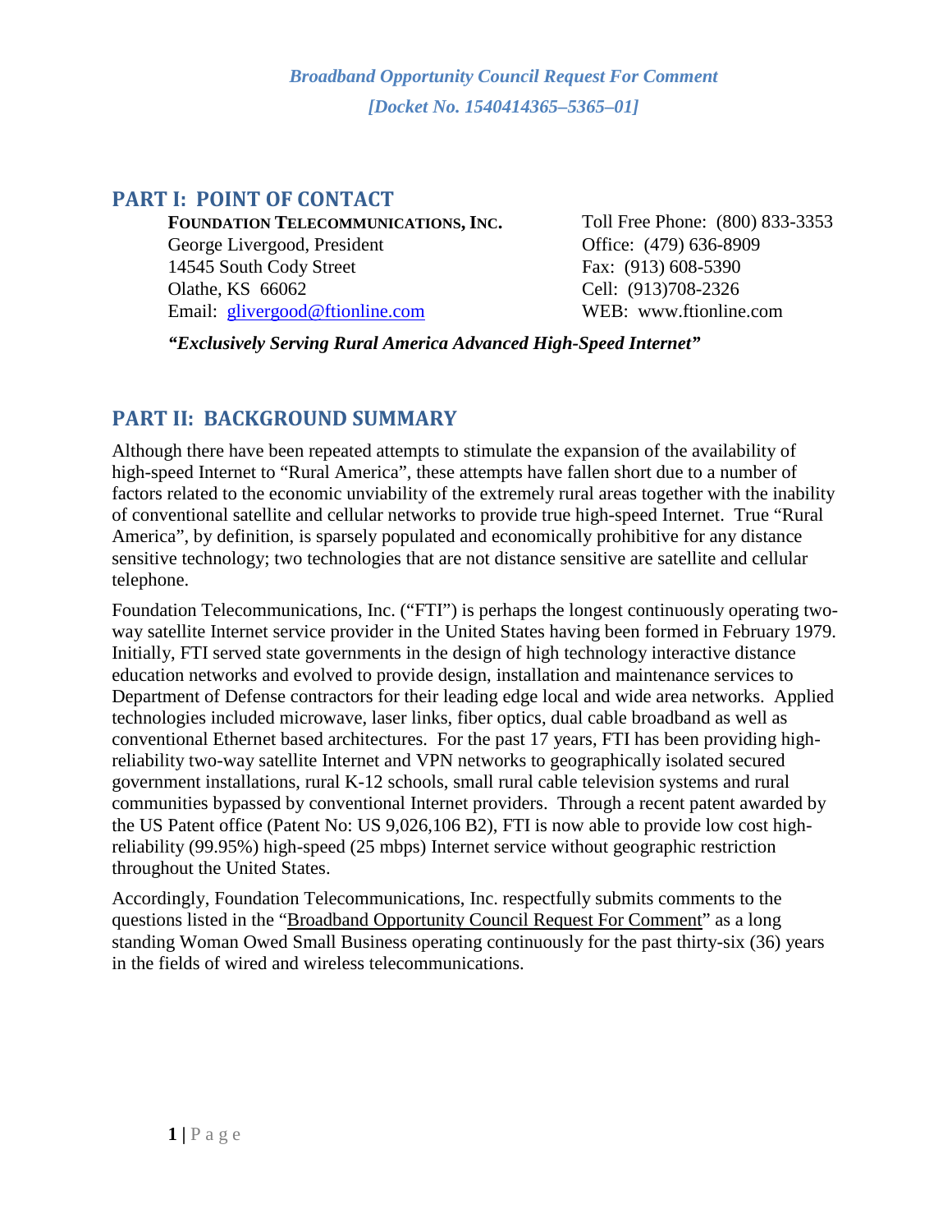*Broadband Opportunity Council Request For Comment*
*[Docket No. 1540414365–5365–01]*

## PART I: POINT OF CONTACT

**FOUNDATION TELECOMMUNICATIONS, INC.**
George Livergood, President
14545 South Cody Street
Olathe, KS 66062
Email: glivergood@ftionline.com

Toll Free Phone: (800) 833-3353
Office: (479) 636-8909
Fax: (913) 608-5390
Cell: (913)708-2326
WEB: www.ftionline.com

***"Exclusively Serving Rural America Advanced High-Speed Internet"***

## PART II: BACKGROUND SUMMARY

Although there have been repeated attempts to stimulate the expansion of the availability of high-speed Internet to "Rural America", these attempts have fallen short due to a number of factors related to the economic unviability of the extremely rural areas together with the inability of conventional satellite and cellular networks to provide true high-speed Internet. True "Rural America", by definition, is sparsely populated and economically prohibitive for any distance sensitive technology; two technologies that are not distance sensitive are satellite and cellular telephone.

Foundation Telecommunications, Inc. ("FTI") is perhaps the longest continuously operating two-way satellite Internet service provider in the United States having been formed in February 1979. Initially, FTI served state governments in the design of high technology interactive distance education networks and evolved to provide design, installation and maintenance services to Department of Defense contractors for their leading edge local and wide area networks. Applied technologies included microwave, laser links, fiber optics, dual cable broadband as well as conventional Ethernet based architectures. For the past 17 years, FTI has been providing high-reliability two-way satellite Internet and VPN networks to geographically isolated secured government installations, rural K-12 schools, small rural cable television systems and rural communities bypassed by conventional Internet providers. Through a recent patent awarded by the US Patent office (Patent No: US 9,026,106 B2), FTI is now able to provide low cost high-reliability (99.95%) high-speed (25 mbps) Internet service without geographic restriction throughout the United States.

Accordingly, Foundation Telecommunications, Inc. respectfully submits comments to the questions listed in the "Broadband Opportunity Council Request For Comment" as a long standing Woman Owed Small Business operating continuously for the past thirty-six (36) years in the fields of wired and wireless telecommunications.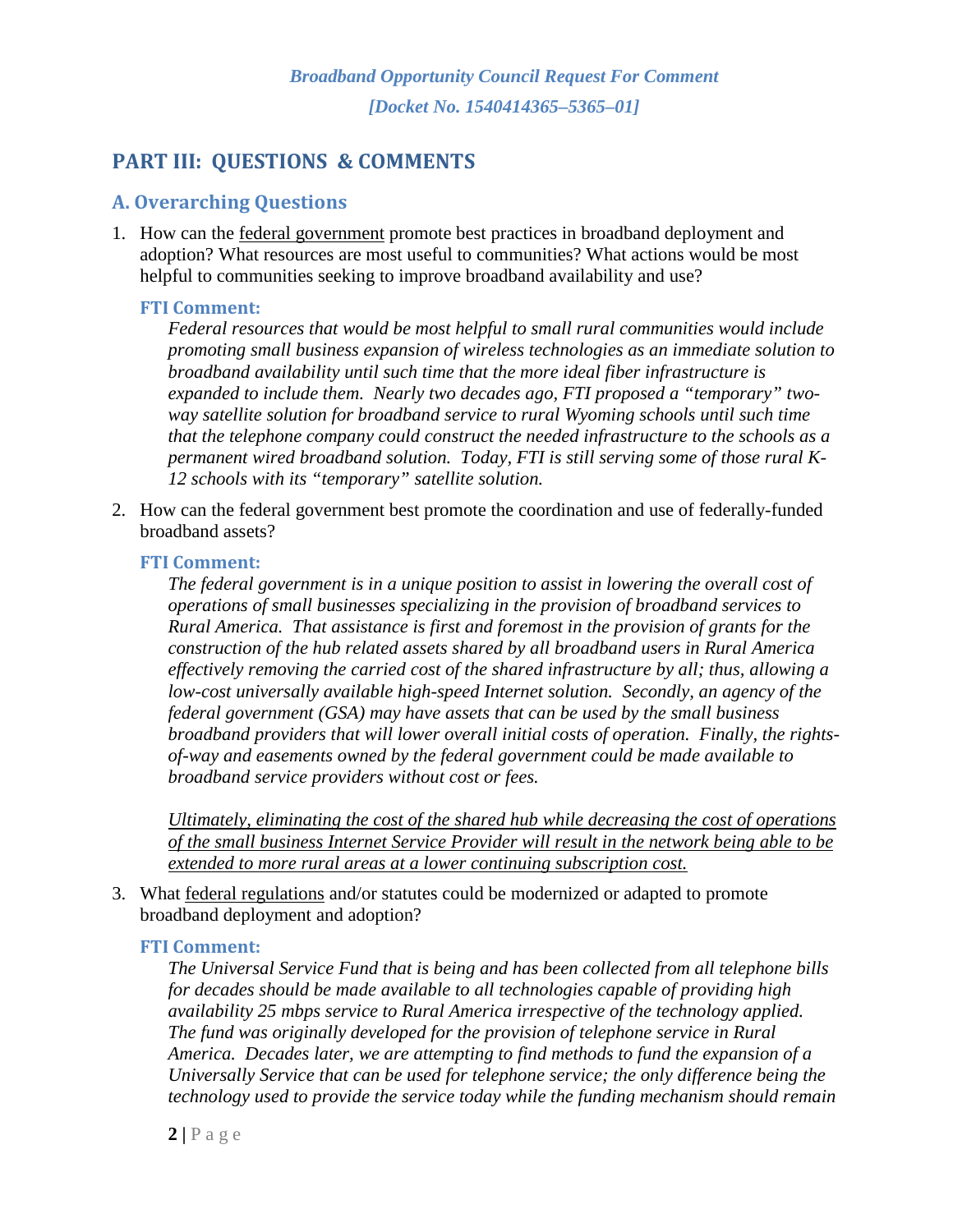*Broadband Opportunity Council Request For Comment*

*[Docket No. 1540414365–5365–01]*

# PART III: QUESTIONS & COMMENTS

## A. Overarching Questions

1. How can the <u>federal government</u> promote best practices in broadband deployment and adoption? What resources are most useful to communities? What actions would be most helpful to communities seeking to improve broadband availability and use?

   ### FTI Comment:

   *Federal resources that would be most helpful to small rural communities would include promoting small business expansion of wireless technologies as an immediate solution to broadband availability until such time that the more ideal fiber infrastructure is expanded to include them. Nearly two decades ago, FTI proposed a "temporary" two-way satellite solution for broadband service to rural Wyoming schools until such time that the telephone company could construct the needed infrastructure to the schools as a permanent wired broadband solution. Today, FTI is still serving some of those rural K-12 schools with its "temporary" satellite solution.*

2. How can the federal government best promote the coordination and use of federally-funded broadband assets?

   ### FTI Comment:

   *The federal government is in a unique position to assist in lowering the overall cost of operations of small businesses specializing in the provision of broadband services to Rural America. That assistance is first and foremost in the provision of grants for the construction of the hub related assets shared by all broadband users in Rural America effectively removing the carried cost of the shared infrastructure by all; thus, allowing a low-cost universally available high-speed Internet solution. Secondly, an agency of the federal government (GSA) may have assets that can be used by the small business broadband providers that will lower overall initial costs of operation. Finally, the rights-of-way and easements owned by the federal government could be made available to broadband service providers without cost or fees.*

   <u>*Ultimately, eliminating the cost of the shared hub while decreasing the cost of operations of the small business Internet Service Provider will result in the network being able to be extended to more rural areas at a lower continuing subscription cost.*</u>

3. What <u>federal regulations</u> and/or statutes could be modernized or adapted to promote broadband deployment and adoption?

   ### FTI Comment:

   *The Universal Service Fund that is being and has been collected from all telephone bills for decades should be made available to all technologies capable of providing high availability 25 mbps service to Rural America irrespective of the technology applied. The fund was originally developed for the provision of telephone service in Rural America. Decades later, we are attempting to find methods to fund the expansion of a Universally Service that can be used for telephone service; the only difference being the technology used to provide the service today while the funding mechanism should remain*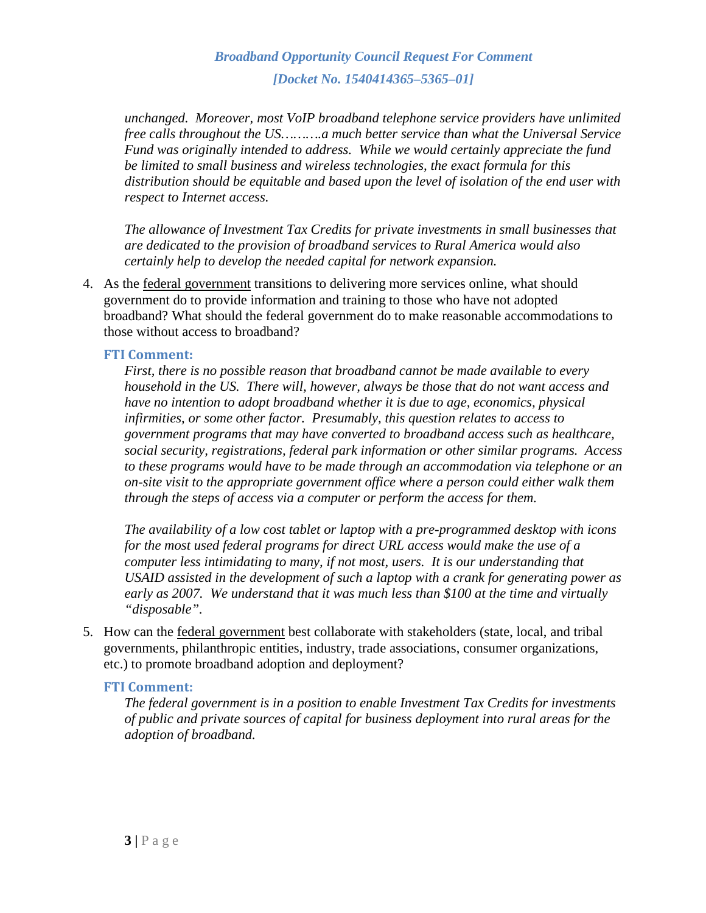*unchanged. Moreover, most VoIP broadband telephone service providers have unlimited free calls throughout the US……….a much better service than what the Universal Service Fund was originally intended to address. While we would certainly appreciate the fund be limited to small business and wireless technologies, the exact formula for this distribution should be equitable and based upon the level of isolation of the end user with respect to Internet access.*

*The allowance of Investment Tax Credits for private investments in small businesses that are dedicated to the provision of broadband services to Rural America would also certainly help to develop the needed capital for network expansion.*

4. As the <u>federal government</u> transitions to delivering more services online, what should government do to provide information and training to those who have not adopted broadband? What should the federal government do to make reasonable accommodations to those without access to broadband?

**FTI Comment:**

*First, there is no possible reason that broadband cannot be made available to every household in the US. There will, however, always be those that do not want access and have no intention to adopt broadband whether it is due to age, economics, physical infirmities, or some other factor. Presumably, this question relates to access to government programs that may have converted to broadband access such as healthcare, social security, registrations, federal park information or other similar programs. Access to these programs would have to be made through an accommodation via telephone or an on-site visit to the appropriate government office where a person could either walk them through the steps of access via a computer or perform the access for them.*

*The availability of a low cost tablet or laptop with a pre-programmed desktop with icons for the most used federal programs for direct URL access would make the use of a computer less intimidating to many, if not most, users. It is our understanding that USAID assisted in the development of such a laptop with a crank for generating power as early as 2007. We understand that it was much less than $100 at the time and virtually "disposable".*

5. How can the <u>federal government</u> best collaborate with stakeholders (state, local, and tribal governments, philanthropic entities, industry, trade associations, consumer organizations, etc.) to promote broadband adoption and deployment?

**FTI Comment:**

*The federal government is in a position to enable Investment Tax Credits for investments of public and private sources of capital for business deployment into rural areas for the adoption of broadband.*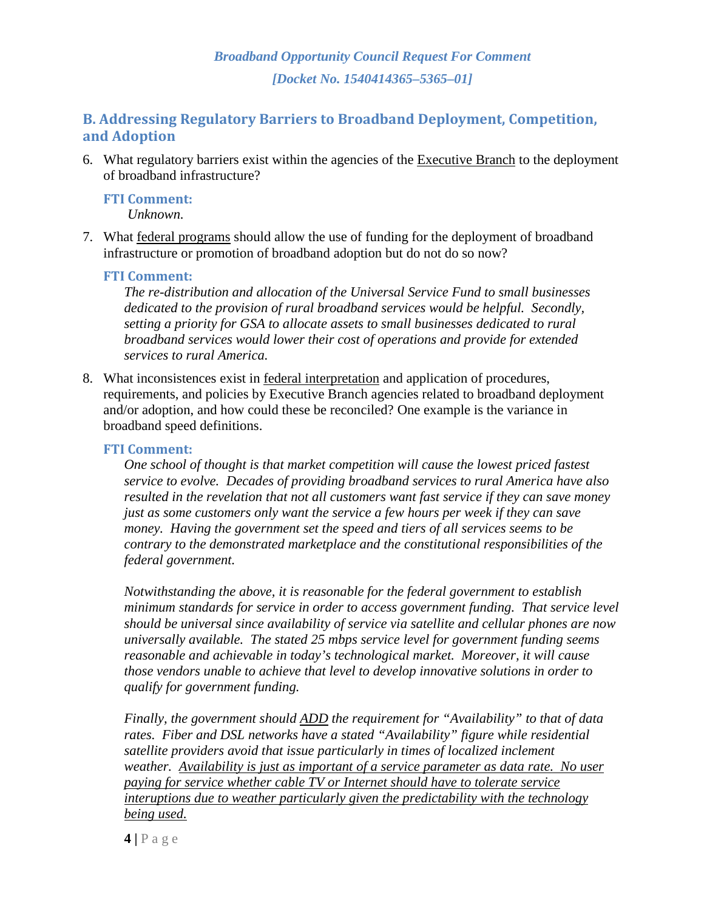*Broadband Opportunity Council Request For Comment*

*[Docket No. 1540414365–5365–01]*

## B. Addressing Regulatory Barriers to Broadband Deployment, Competition, and Adoption

6. What regulatory barriers exist within the agencies of the <u>Executive Branch</u> to the deployment of broadband infrastructure?

   **FTI Comment:**
   *Unknown.*

7. What <u>federal programs</u> should allow the use of funding for the deployment of broadband infrastructure or promotion of broadband adoption but do not do so now?

   **FTI Comment:**
   *The re-distribution and allocation of the Universal Service Fund to small businesses dedicated to the provision of rural broadband services would be helpful. Secondly, setting a priority for GSA to allocate assets to small businesses dedicated to rural broadband services would lower their cost of operations and provide for extended services to rural America.*

8. What inconsistences exist in <u>federal interpretation</u> and application of procedures, requirements, and policies by Executive Branch agencies related to broadband deployment and/or adoption, and how could these be reconciled? One example is the variance in broadband speed definitions.

   **FTI Comment:**
   *One school of thought is that market competition will cause the lowest priced fastest service to evolve. Decades of providing broadband services to rural America have also resulted in the revelation that not all customers want fast service if they can save money just as some customers only want the service a few hours per week if they can save money. Having the government set the speed and tiers of all services seems to be contrary to the demonstrated marketplace and the constitutional responsibilities of the federal government.*

   *Notwithstanding the above, it is reasonable for the federal government to establish minimum standards for service in order to access government funding. That service level should be universal since availability of service via satellite and cellular phones are now universally available. The stated 25 mbps service level for government funding seems reasonable and achievable in today's technological market. Moreover, it will cause those vendors unable to achieve that level to develop innovative solutions in order to qualify for government funding.*

   *Finally, the government should <u>ADD</u> the requirement for "Availability" to that of data rates. Fiber and DSL networks have a stated "Availability" figure while residential satellite providers avoid that issue particularly in times of localized inclement weather. <u>Availability is just as important of a service parameter as data rate. No user paying for service whether cable TV or Internet should have to tolerate service interuptions due to weather particularly given the predictability with the technology being used.</u>*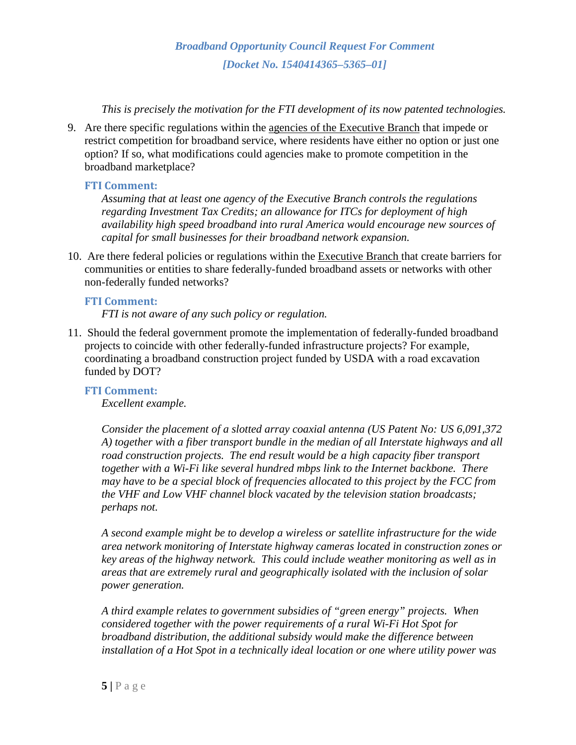*This is precisely the motivation for the FTI development of its now patented technologies.*

9. Are there specific regulations within the agencies of the Executive Branch that impede or restrict competition for broadband service, where residents have either no option or just one option? If so, what modifications could agencies make to promote competition in the broadband marketplace?

   **FTI Comment:**

   *Assuming that at least one agency of the Executive Branch controls the regulations regarding Investment Tax Credits; an allowance for ITCs for deployment of high availability high speed broadband into rural America would encourage new sources of capital for small businesses for their broadband network expansion.*

10. Are there federal policies or regulations within the Executive Branch that create barriers for communities or entities to share federally-funded broadband assets or networks with other non-federally funded networks?

    **FTI Comment:**

    *FTI is not aware of any such policy or regulation.*

11. Should the federal government promote the implementation of federally-funded broadband projects to coincide with other federally-funded infrastructure projects? For example, coordinating a broadband construction project funded by USDA with a road excavation funded by DOT?

    **FTI Comment:**

    *Excellent example.*

    *Consider the placement of a slotted array coaxial antenna (US Patent No: US 6,091,372 A) together with a fiber transport bundle in the median of all Interstate highways and all road construction projects. The end result would be a high capacity fiber transport together with a Wi-Fi like several hundred mbps link to the Internet backbone. There may have to be a special block of frequencies allocated to this project by the FCC from the VHF and Low VHF channel block vacated by the television station broadcasts; perhaps not.*

    *A second example might be to develop a wireless or satellite infrastructure for the wide area network monitoring of Interstate highway cameras located in construction zones or key areas of the highway network. This could include weather monitoring as well as in areas that are extremely rural and geographically isolated with the inclusion of solar power generation.*

    *A third example relates to government subsidies of "green energy" projects. When considered together with the power requirements of a rural Wi-Fi Hot Spot for broadband distribution, the additional subsidy would make the difference between installation of a Hot Spot in a technically ideal location or one where utility power was*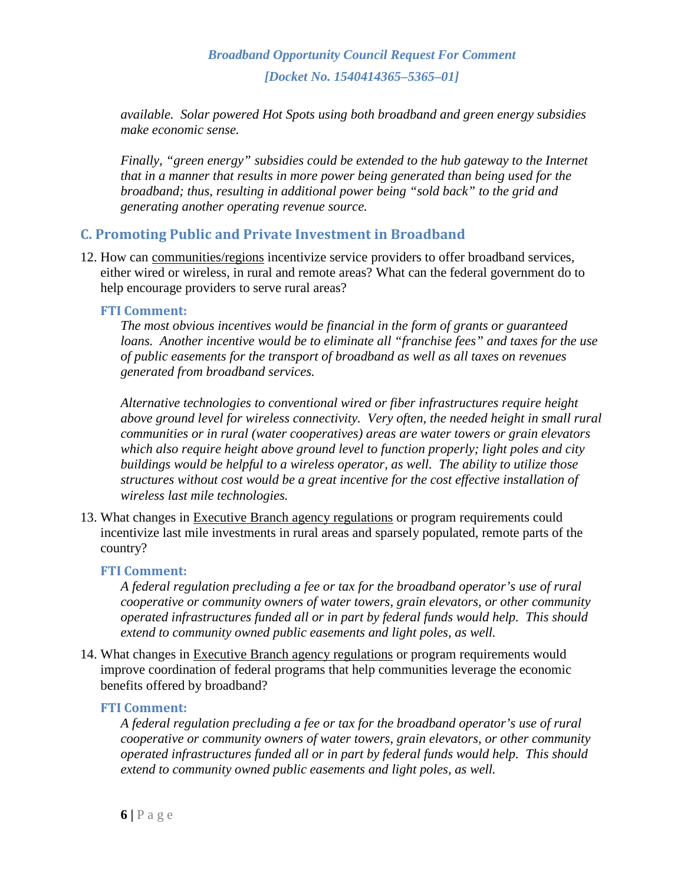*available. Solar powered Hot Spots using both broadband and green energy subsidies make economic sense.*

*Finally, "green energy" subsidies could be extended to the hub gateway to the Internet that in a manner that results in more power being generated than being used for the broadband; thus, resulting in additional power being "sold back" to the grid and generating another operating revenue source.*

## C. Promoting Public and Private Investment in Broadband

12. How can <u>communities/regions</u> incentivize service providers to offer broadband services, either wired or wireless, in rural and remote areas? What can the federal government do to help encourage providers to serve rural areas?

### FTI Comment:

*The most obvious incentives would be financial in the form of grants or guaranteed loans. Another incentive would be to eliminate all "franchise fees" and taxes for the use of public easements for the transport of broadband as well as all taxes on revenues generated from broadband services.*

*Alternative technologies to conventional wired or fiber infrastructures require height above ground level for wireless connectivity. Very often, the needed height in small rural communities or in rural (water cooperatives) areas are water towers or grain elevators which also require height above ground level to function properly; light poles and city buildings would be helpful to a wireless operator, as well. The ability to utilize those structures without cost would be a great incentive for the cost effective installation of wireless last mile technologies.*

13. What changes in <u>Executive Branch agency regulations</u> or program requirements could incentivize last mile investments in rural areas and sparsely populated, remote parts of the country?

### FTI Comment:

*A federal regulation precluding a fee or tax for the broadband operator's use of rural cooperative or community owners of water towers, grain elevators, or other community operated infrastructures funded all or in part by federal funds would help. This should extend to community owned public easements and light poles, as well.*

14. What changes in <u>Executive Branch agency regulations</u> or program requirements would improve coordination of federal programs that help communities leverage the economic benefits offered by broadband?

### FTI Comment:

*A federal regulation precluding a fee or tax for the broadband operator's use of rural cooperative or community owners of water towers, grain elevators, or other community operated infrastructures funded all or in part by federal funds would help. This should extend to community owned public easements and light poles, as well.*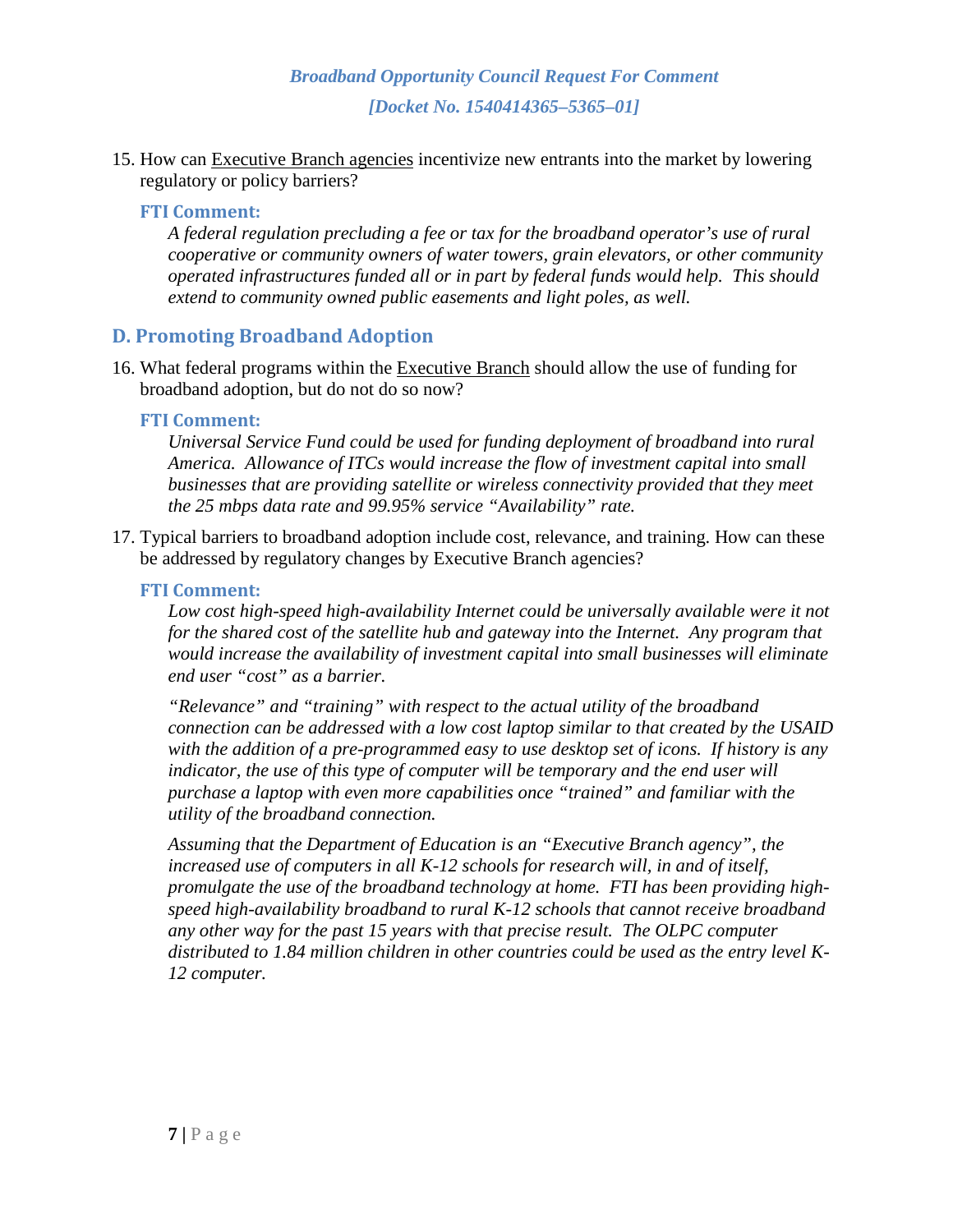15. How can Executive Branch agencies incentivize new entrants into the market by lowering regulatory or policy barriers?

**FTI Comment:**

*A federal regulation precluding a fee or tax for the broadband operator's use of rural cooperative or community owners of water towers, grain elevators, or other community operated infrastructures funded all or in part by federal funds would help. This should extend to community owned public easements and light poles, as well.*

## D. Promoting Broadband Adoption

16. What federal programs within the Executive Branch should allow the use of funding for broadband adoption, but do not do so now?

**FTI Comment:**

*Universal Service Fund could be used for funding deployment of broadband into rural America. Allowance of ITCs would increase the flow of investment capital into small businesses that are providing satellite or wireless connectivity provided that they meet the 25 mbps data rate and 99.95% service "Availability" rate.*

17. Typical barriers to broadband adoption include cost, relevance, and training. How can these be addressed by regulatory changes by Executive Branch agencies?

**FTI Comment:**

*Low cost high-speed high-availability Internet could be universally available were it not for the shared cost of the satellite hub and gateway into the Internet. Any program that would increase the availability of investment capital into small businesses will eliminate end user "cost" as a barrier.*

*"Relevance" and "training" with respect to the actual utility of the broadband connection can be addressed with a low cost laptop similar to that created by the USAID with the addition of a pre-programmed easy to use desktop set of icons. If history is any indicator, the use of this type of computer will be temporary and the end user will purchase a laptop with even more capabilities once "trained" and familiar with the utility of the broadband connection.*

*Assuming that the Department of Education is an "Executive Branch agency", the increased use of computers in all K-12 schools for research will, in and of itself, promulgate the use of the broadband technology at home. FTI has been providing high-speed high-availability broadband to rural K-12 schools that cannot receive broadband any other way for the past 15 years with that precise result. The OLPC computer distributed to 1.84 million children in other countries could be used as the entry level K-12 computer.*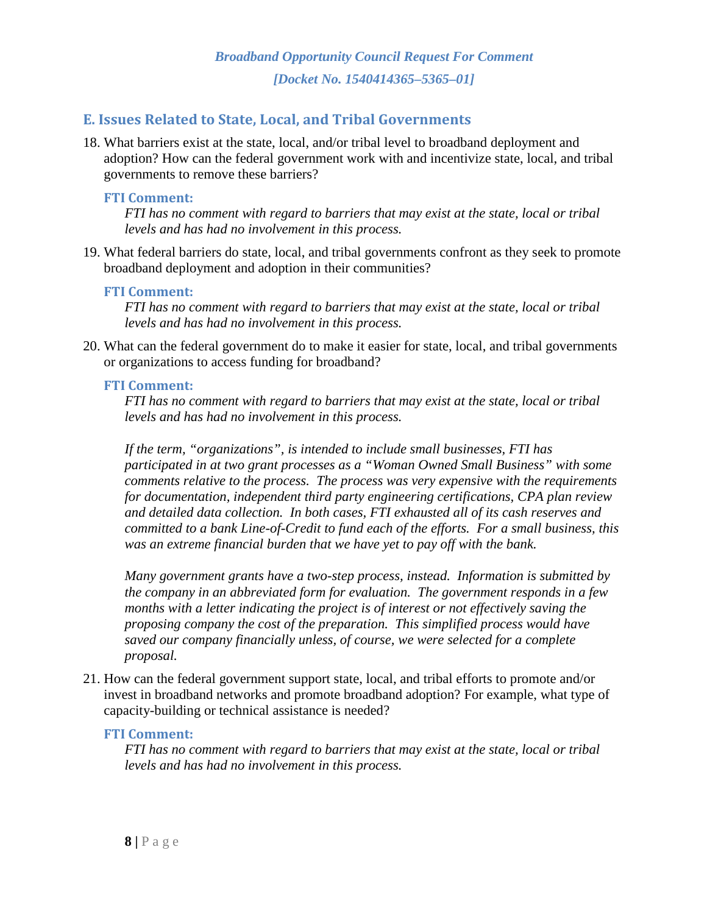## E. Issues Related to State, Local, and Tribal Governments

18. What barriers exist at the state, local, and/or tribal level to broadband deployment and adoption? How can the federal government work with and incentivize state, local, and tribal governments to remove these barriers?

    **FTI Comment:**

    *FTI has no comment with regard to barriers that may exist at the state, local or tribal levels and has had no involvement in this process.*

19. What federal barriers do state, local, and tribal governments confront as they seek to promote broadband deployment and adoption in their communities?

    **FTI Comment:**

    *FTI has no comment with regard to barriers that may exist at the state, local or tribal levels and has had no involvement in this process.*

20. What can the federal government do to make it easier for state, local, and tribal governments or organizations to access funding for broadband?

    **FTI Comment:**

    *FTI has no comment with regard to barriers that may exist at the state, local or tribal levels and has had no involvement in this process.*

    *If the term, "organizations", is intended to include small businesses, FTI has participated in at two grant processes as a "Woman Owned Small Business" with some comments relative to the process. The process was very expensive with the requirements for documentation, independent third party engineering certifications, CPA plan review and detailed data collection. In both cases, FTI exhausted all of its cash reserves and committed to a bank Line-of-Credit to fund each of the efforts. For a small business, this was an extreme financial burden that we have yet to pay off with the bank.*

    *Many government grants have a two-step process, instead. Information is submitted by the company in an abbreviated form for evaluation. The government responds in a few months with a letter indicating the project is of interest or not effectively saving the proposing company the cost of the preparation. This simplified process would have saved our company financially unless, of course, we were selected for a complete proposal.*

21. How can the federal government support state, local, and tribal efforts to promote and/or invest in broadband networks and promote broadband adoption? For example, what type of capacity-building or technical assistance is needed?

    **FTI Comment:**

    *FTI has no comment with regard to barriers that may exist at the state, local or tribal levels and has had no involvement in this process.*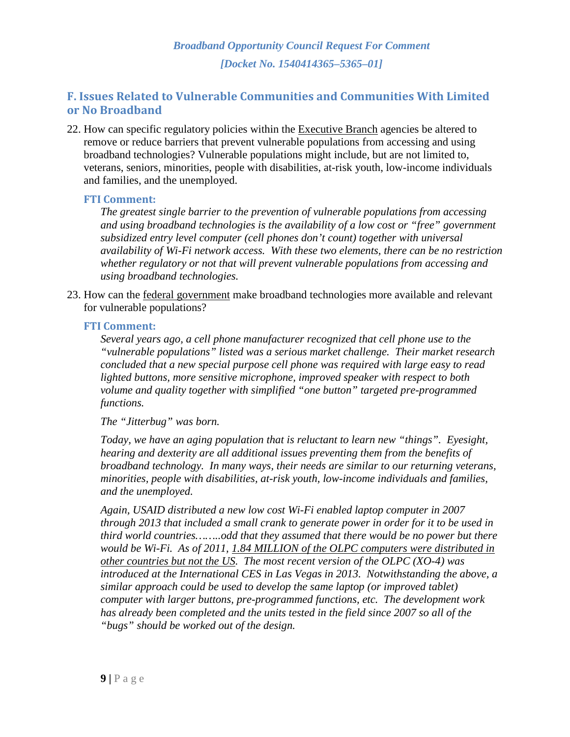## F. Issues Related to Vulnerable Communities and Communities With Limited or No Broadband

22. How can specific regulatory policies within the Executive Branch agencies be altered to remove or reduce barriers that prevent vulnerable populations from accessing and using broadband technologies? Vulnerable populations might include, but are not limited to, veterans, seniors, minorities, people with disabilities, at-risk youth, low-income individuals and families, and the unemployed.

   **FTI Comment:**

   *The greatest single barrier to the prevention of vulnerable populations from accessing and using broadband technologies is the availability of a low cost or "free" government subsidized entry level computer (cell phones don't count) together with universal availability of Wi-Fi network access. With these two elements, there can be no restriction whether regulatory or not that will prevent vulnerable populations from accessing and using broadband technologies.*

23. How can the federal government make broadband technologies more available and relevant for vulnerable populations?

   **FTI Comment:**

   *Several years ago, a cell phone manufacturer recognized that cell phone use to the "vulnerable populations" listed was a serious market challenge. Their market research concluded that a new special purpose cell phone was required with large easy to read lighted buttons, more sensitive microphone, improved speaker with respect to both volume and quality together with simplified "one button" targeted pre-programmed functions.*

   *The "Jitterbug" was born.*

   *Today, we have an aging population that is reluctant to learn new "things". Eyesight, hearing and dexterity are all additional issues preventing them from the benefits of broadband technology. In many ways, their needs are similar to our returning veterans, minorities, people with disabilities, at-risk youth, low-income individuals and families, and the unemployed.*

   *Again, USAID distributed a new low cost Wi-Fi enabled laptop computer in 2007 through 2013 that included a small crank to generate power in order for it to be used in third world countries……..odd that they assumed that there would be no power but there would be Wi-Fi. As of 2011, <u>1.84 MILLION of the OLPC computers were distributed in other countries but not the US</u>. The most recent version of the OLPC (XO-4) was introduced at the International CES in Las Vegas in 2013. Notwithstanding the above, a similar approach could be used to develop the same laptop (or improved tablet) computer with larger buttons, pre-programmed functions, etc. The development work has already been completed and the units tested in the field since 2007 so all of the "bugs" should be worked out of the design.*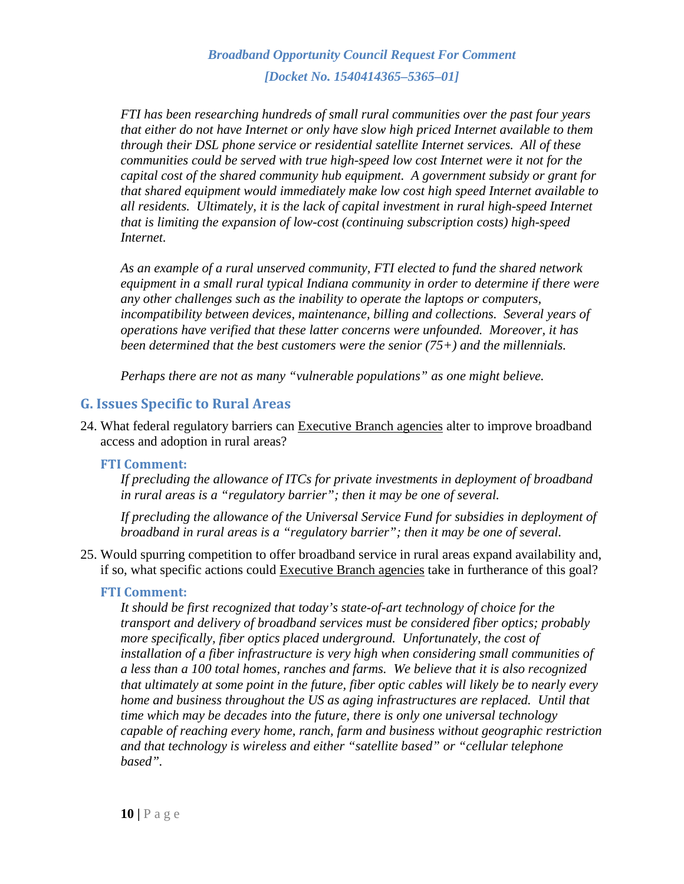*FTI has been researching hundreds of small rural communities over the past four years that either do not have Internet or only have slow high priced Internet available to them through their DSL phone service or residential satellite Internet services. All of these communities could be served with true high-speed low cost Internet were it not for the capital cost of the shared community hub equipment. A government subsidy or grant for that shared equipment would immediately make low cost high speed Internet available to all residents. Ultimately, it is the lack of capital investment in rural high-speed Internet that is limiting the expansion of low-cost (continuing subscription costs) high-speed Internet.*

*As an example of a rural unserved community, FTI elected to fund the shared network equipment in a small rural typical Indiana community in order to determine if there were any other challenges such as the inability to operate the laptops or computers, incompatibility between devices, maintenance, billing and collections. Several years of operations have verified that these latter concerns were unfounded. Moreover, it has been determined that the best customers were the senior (75+) and the millennials.*

*Perhaps there are not as many "vulnerable populations" as one might believe.*

## G. Issues Specific to Rural Areas

24. What federal regulatory barriers can Executive Branch agencies alter to improve broadband access and adoption in rural areas?

    **FTI Comment:**

    *If precluding the allowance of ITCs for private investments in deployment of broadband in rural areas is a "regulatory barrier"; then it may be one of several.*

    *If precluding the allowance of the Universal Service Fund for subsidies in deployment of broadband in rural areas is a "regulatory barrier"; then it may be one of several.*

25. Would spurring competition to offer broadband service in rural areas expand availability and, if so, what specific actions could Executive Branch agencies take in furtherance of this goal?

    **FTI Comment:**

    *It should be first recognized that today's state-of-art technology of choice for the transport and delivery of broadband services must be considered fiber optics; probably more specifically, fiber optics placed underground. Unfortunately, the cost of installation of a fiber infrastructure is very high when considering small communities of a less than a 100 total homes, ranches and farms. We believe that it is also recognized that ultimately at some point in the future, fiber optic cables will likely be to nearly every home and business throughout the US as aging infrastructures are replaced. Until that time which may be decades into the future, there is only one universal technology capable of reaching every home, ranch, farm and business without geographic restriction and that technology is wireless and either "satellite based" or "cellular telephone based".*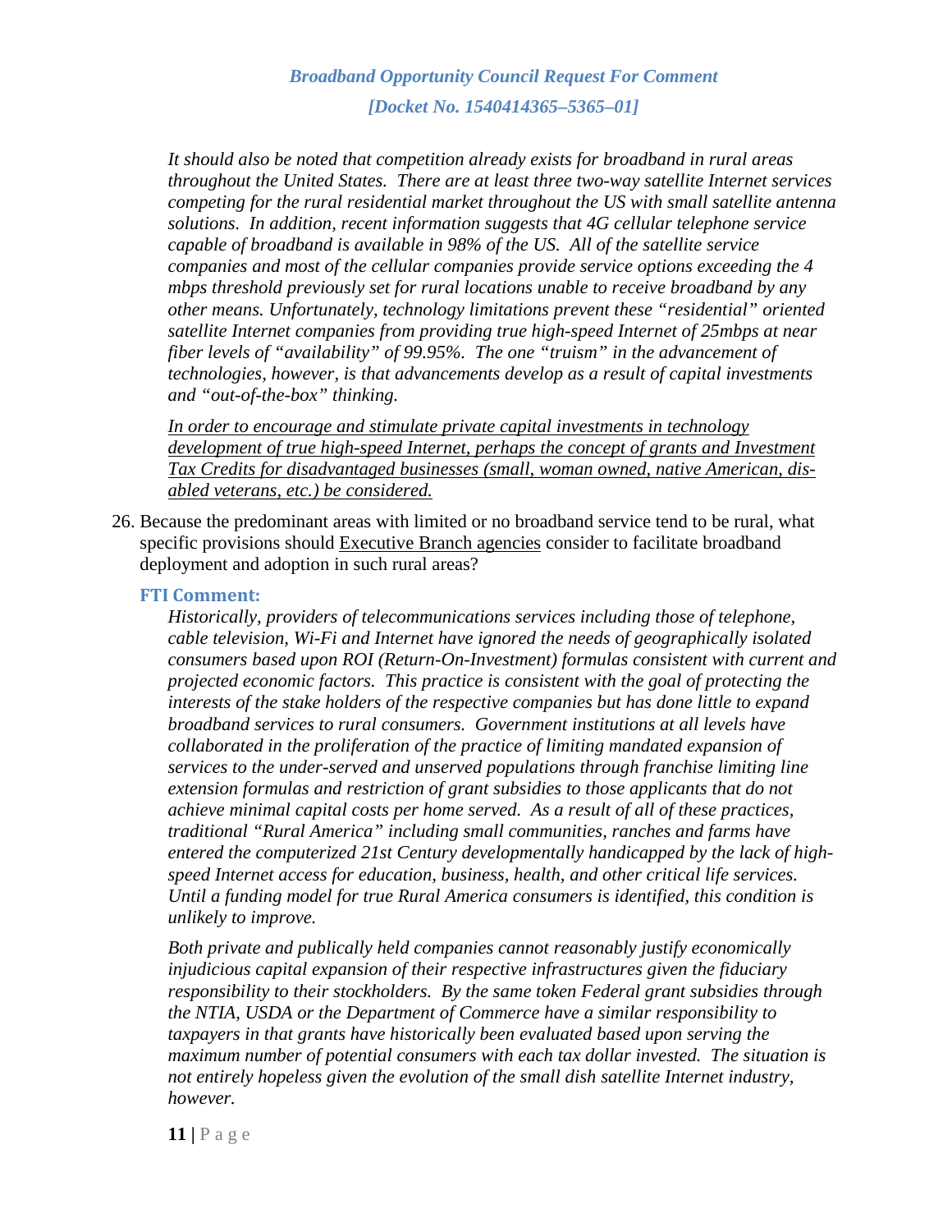*It should also be noted that competition already exists for broadband in rural areas throughout the United States. There are at least three two-way satellite Internet services competing for the rural residential market throughout the US with small satellite antenna solutions. In addition, recent information suggests that 4G cellular telephone service capable of broadband is available in 98% of the US. All of the satellite service companies and most of the cellular companies provide service options exceeding the 4 mbps threshold previously set for rural locations unable to receive broadband by any other means. Unfortunately, technology limitations prevent these "residential" oriented satellite Internet companies from providing true high-speed Internet of 25mbps at near fiber levels of "availability" of 99.95%. The one "truism" in the advancement of technologies, however, is that advancements develop as a result of capital investments and "out-of-the-box" thinking.*

*<u>In order to encourage and stimulate private capital investments in technology development of true high-speed Internet, perhaps the concept of grants and Investment Tax Credits for disadvantaged businesses (small, woman owned, native American, disabled veterans, etc.) be considered.</u>*

26. Because the predominant areas with limited or no broadband service tend to be rural, what specific provisions should <u>Executive Branch agencies</u> consider to facilitate broadband deployment and adoption in such rural areas?

**FTI Comment:**

*Historically, providers of telecommunications services including those of telephone, cable television, Wi-Fi and Internet have ignored the needs of geographically isolated consumers based upon ROI (Return-On-Investment) formulas consistent with current and projected economic factors. This practice is consistent with the goal of protecting the interests of the stake holders of the respective companies but has done little to expand broadband services to rural consumers. Government institutions at all levels have collaborated in the proliferation of the practice of limiting mandated expansion of services to the under-served and unserved populations through franchise limiting line extension formulas and restriction of grant subsidies to those applicants that do not achieve minimal capital costs per home served. As a result of all of these practices, traditional "Rural America" including small communities, ranches and farms have entered the computerized 21st Century developmentally handicapped by the lack of high-speed Internet access for education, business, health, and other critical life services. Until a funding model for true Rural America consumers is identified, this condition is unlikely to improve.*

*Both private and publically held companies cannot reasonably justify economically injudicious capital expansion of their respective infrastructures given the fiduciary responsibility to their stockholders. By the same token Federal grant subsidies through the NTIA, USDA or the Department of Commerce have a similar responsibility to taxpayers in that grants have historically been evaluated based upon serving the maximum number of potential consumers with each tax dollar invested. The situation is not entirely hopeless given the evolution of the small dish satellite Internet industry, however.*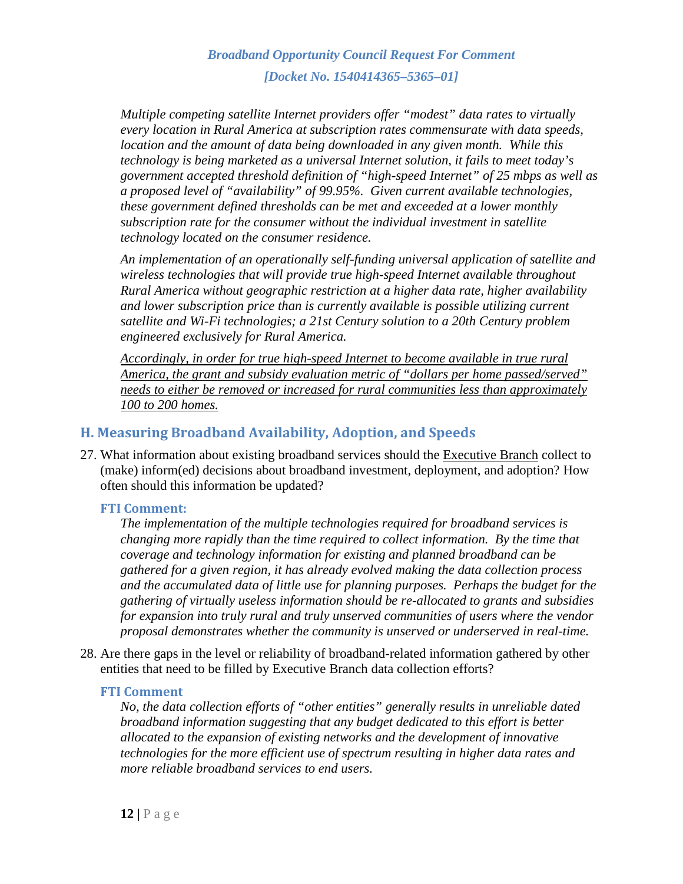*Multiple competing satellite Internet providers offer "modest" data rates to virtually every location in Rural America at subscription rates commensurate with data speeds, location and the amount of data being downloaded in any given month. While this technology is being marketed as a universal Internet solution, it fails to meet today's government accepted threshold definition of "high-speed Internet" of 25 mbps as well as a proposed level of "availability" of 99.95%. Given current available technologies, these government defined thresholds can be met and exceeded at a lower monthly subscription rate for the consumer without the individual investment in satellite technology located on the consumer residence.*

*An implementation of an operationally self-funding universal application of satellite and wireless technologies that will provide true high-speed Internet available throughout Rural America without geographic restriction at a higher data rate, higher availability and lower subscription price than is currently available is possible utilizing current satellite and Wi-Fi technologies; a 21st Century solution to a 20th Century problem engineered exclusively for Rural America.*

<u>*Accordingly, in order for true high-speed Internet to become available in true rural America, the grant and subsidy evaluation metric of "dollars per home passed/served" needs to either be removed or increased for rural communities less than approximately 100 to 200 homes.*</u>

## H. Measuring Broadband Availability, Adoption, and Speeds

27. What information about existing broadband services should the <u>Executive Branch</u> collect to (make) inform(ed) decisions about broadband investment, deployment, and adoption? How often should this information be updated?

### FTI Comment:

*The implementation of the multiple technologies required for broadband services is changing more rapidly than the time required to collect information. By the time that coverage and technology information for existing and planned broadband can be gathered for a given region, it has already evolved making the data collection process and the accumulated data of little use for planning purposes. Perhaps the budget for the gathering of virtually useless information should be re-allocated to grants and subsidies for expansion into truly rural and truly unserved communities of users where the vendor proposal demonstrates whether the community is unserved or underserved in real-time.*

28. Are there gaps in the level or reliability of broadband-related information gathered by other entities that need to be filled by Executive Branch data collection efforts?

### FTI Comment

*No, the data collection efforts of "other entities" generally results in unreliable dated broadband information suggesting that any budget dedicated to this effort is better allocated to the expansion of existing networks and the development of innovative technologies for the more efficient use of spectrum resulting in higher data rates and more reliable broadband services to end users.*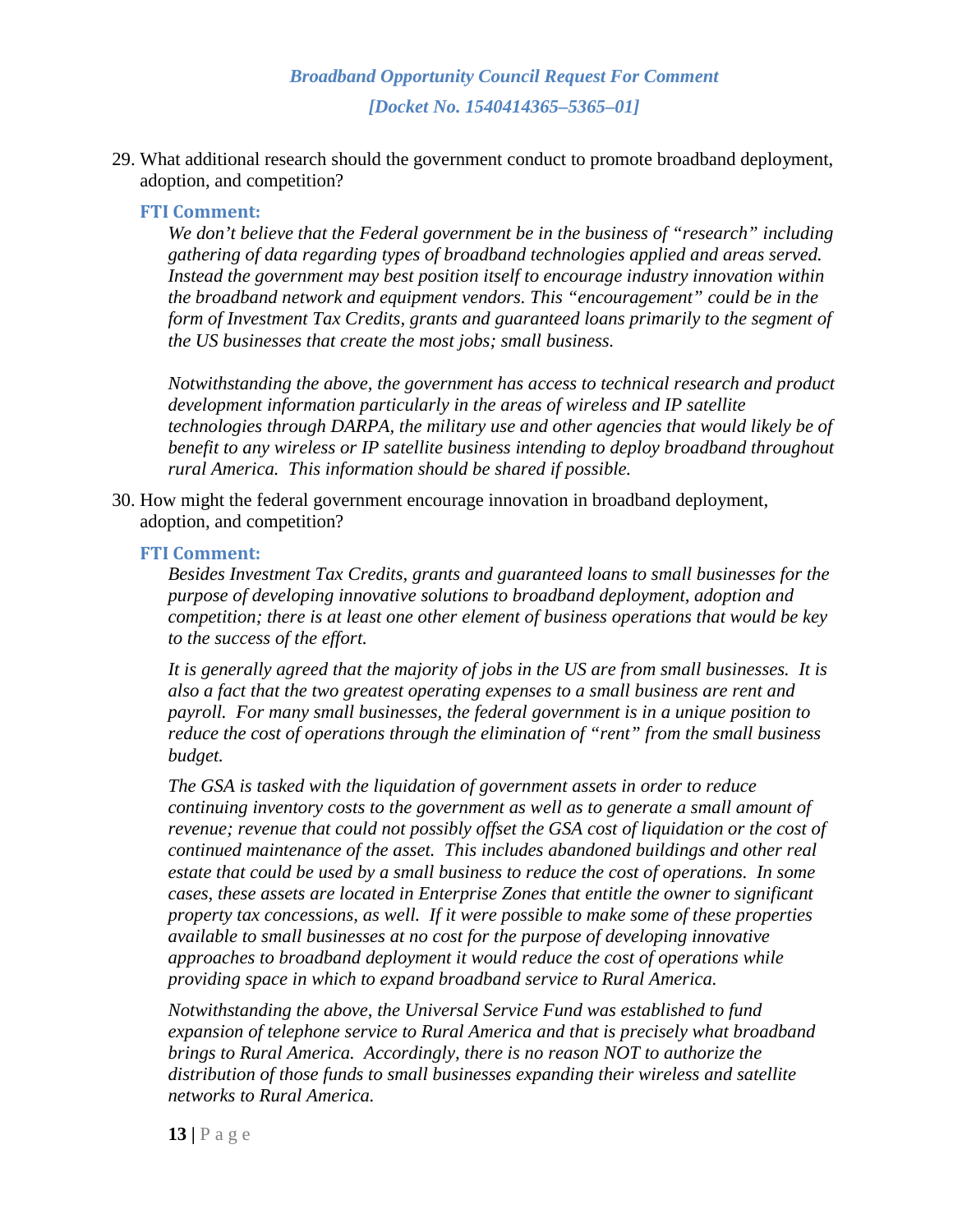29. What additional research should the government conduct to promote broadband deployment, adoption, and competition?

**FTI Comment:**

*We don't believe that the Federal government be in the business of "research" including gathering of data regarding types of broadband technologies applied and areas served. Instead the government may best position itself to encourage industry innovation within the broadband network and equipment vendors. This "encouragement" could be in the form of Investment Tax Credits, grants and guaranteed loans primarily to the segment of the US businesses that create the most jobs; small business.*

*Notwithstanding the above, the government has access to technical research and product development information particularly in the areas of wireless and IP satellite technologies through DARPA, the military use and other agencies that would likely be of benefit to any wireless or IP satellite business intending to deploy broadband throughout rural America. This information should be shared if possible.*

30. How might the federal government encourage innovation in broadband deployment, adoption, and competition?

**FTI Comment:**

*Besides Investment Tax Credits, grants and guaranteed loans to small businesses for the purpose of developing innovative solutions to broadband deployment, adoption and competition; there is at least one other element of business operations that would be key to the success of the effort.*

*It is generally agreed that the majority of jobs in the US are from small businesses. It is also a fact that the two greatest operating expenses to a small business are rent and payroll. For many small businesses, the federal government is in a unique position to reduce the cost of operations through the elimination of "rent" from the small business budget.*

*The GSA is tasked with the liquidation of government assets in order to reduce continuing inventory costs to the government as well as to generate a small amount of revenue; revenue that could not possibly offset the GSA cost of liquidation or the cost of continued maintenance of the asset. This includes abandoned buildings and other real estate that could be used by a small business to reduce the cost of operations. In some cases, these assets are located in Enterprise Zones that entitle the owner to significant property tax concessions, as well. If it were possible to make some of these properties available to small businesses at no cost for the purpose of developing innovative approaches to broadband deployment it would reduce the cost of operations while providing space in which to expand broadband service to Rural America.*

*Notwithstanding the above, the Universal Service Fund was established to fund expansion of telephone service to Rural America and that is precisely what broadband brings to Rural America. Accordingly, there is no reason NOT to authorize the distribution of those funds to small businesses expanding their wireless and satellite networks to Rural America.*